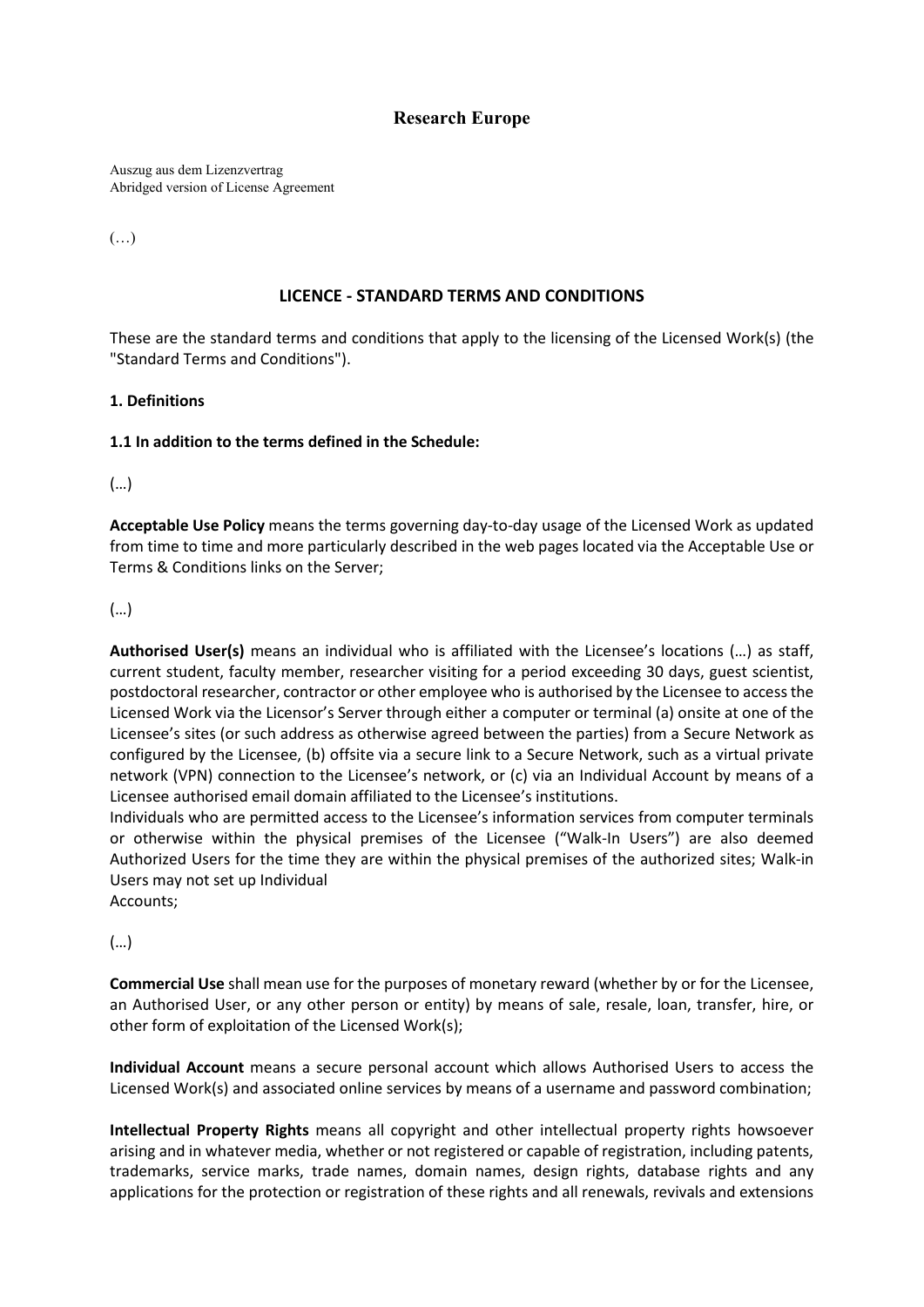# Research Europe

Auszug aus dem Lizenzvertrag
Abridged version of License Agreement

(…)

## LICENCE - STANDARD TERMS AND CONDITIONS

These are the standard terms and conditions that apply to the licensing of the Licensed Work(s) (the "Standard Terms and Conditions").

### 1. Definitions

**1.1 In addition to the terms defined in the Schedule:**

(…)

**Acceptable Use Policy** means the terms governing day-to-day usage of the Licensed Work as updated from time to time and more particularly described in the web pages located via the Acceptable Use or Terms & Conditions links on the Server;

(…)

**Authorised User(s)** means an individual who is affiliated with the Licensee's locations (…) as staff, current student, faculty member, researcher visiting for a period exceeding 30 days, guest scientist, postdoctoral researcher, contractor or other employee who is authorised by the Licensee to access the Licensed Work via the Licensor's Server through either a computer or terminal (a) onsite at one of the Licensee's sites (or such address as otherwise agreed between the parties) from a Secure Network as configured by the Licensee, (b) offsite via a secure link to a Secure Network, such as a virtual private network (VPN) connection to the Licensee's network, or (c) via an Individual Account by means of a Licensee authorised email domain affiliated to the Licensee's institutions.
Individuals who are permitted access to the Licensee's information services from computer terminals or otherwise within the physical premises of the Licensee ("Walk-In Users") are also deemed Authorized Users for the time they are within the physical premises of the authorized sites; Walk-in Users may not set up Individual Accounts;

(…)

**Commercial Use** shall mean use for the purposes of monetary reward (whether by or for the Licensee, an Authorised User, or any other person or entity) by means of sale, resale, loan, transfer, hire, or other form of exploitation of the Licensed Work(s);

**Individual Account** means a secure personal account which allows Authorised Users to access the Licensed Work(s) and associated online services by means of a username and password combination;

**Intellectual Property Rights** means all copyright and other intellectual property rights howsoever arising and in whatever media, whether or not registered or capable of registration, including patents, trademarks, service marks, trade names, domain names, design rights, database rights and any applications for the protection or registration of these rights and all renewals, revivals and extensions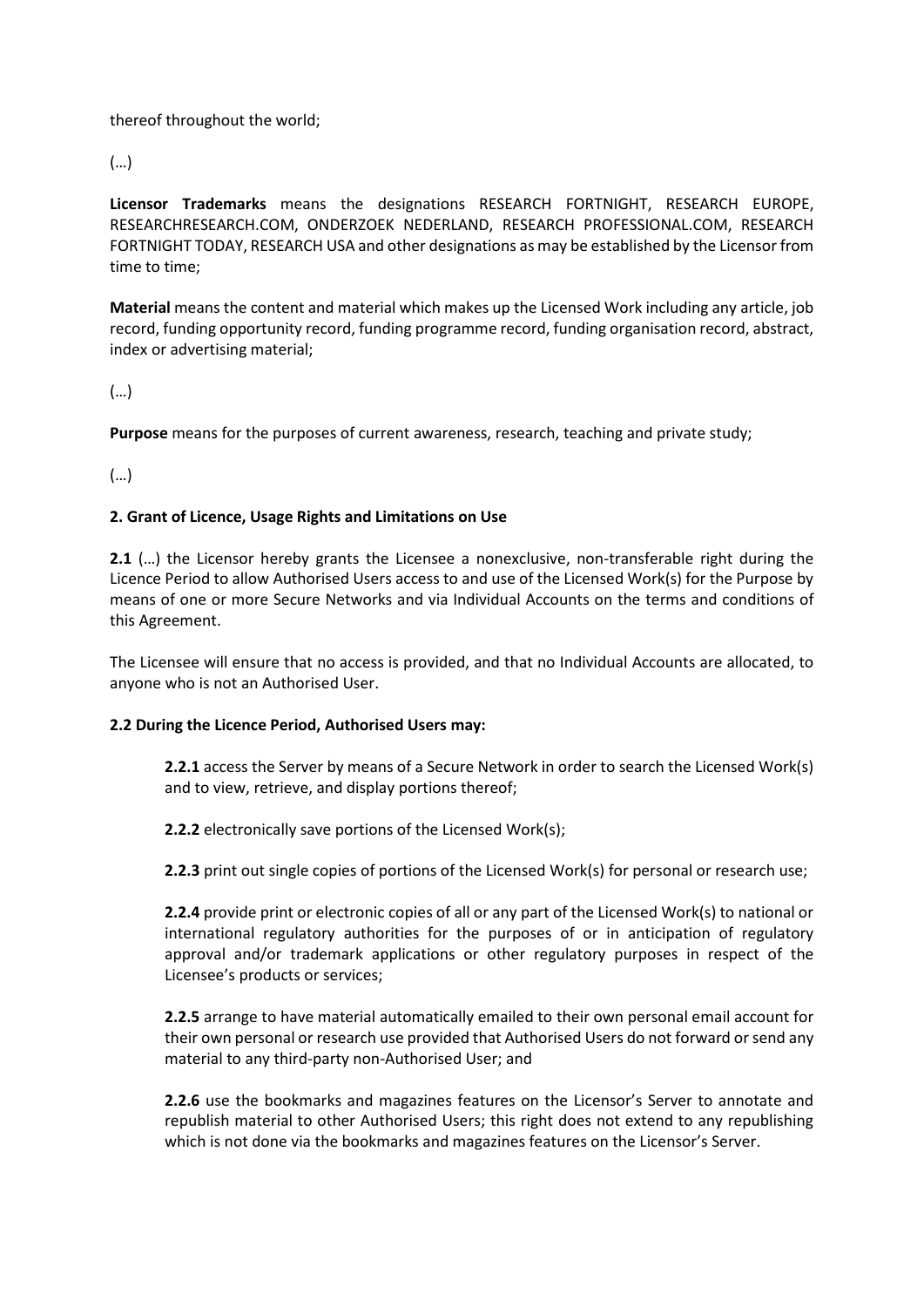thereof throughout the world;

(…)

**Licensor Trademarks** means the designations RESEARCH FORTNIGHT, RESEARCH EUROPE, RESEARCHRESEARCH.COM, ONDERZOEK NEDERLAND, RESEARCH PROFESSIONAL.COM, RESEARCH FORTNIGHT TODAY, RESEARCH USA and other designations as may be established by the Licensor from time to time;

**Material** means the content and material which makes up the Licensed Work including any article, job record, funding opportunity record, funding programme record, funding organisation record, abstract, index or advertising material;

(…)

**Purpose** means for the purposes of current awareness, research, teaching and private study;

(…)

**2. Grant of Licence, Usage Rights and Limitations on Use**

**2.1** (…) the Licensor hereby grants the Licensee a nonexclusive, non-transferable right during the Licence Period to allow Authorised Users access to and use of the Licensed Work(s) for the Purpose by means of one or more Secure Networks and via Individual Accounts on the terms and conditions of this Agreement.

The Licensee will ensure that no access is provided, and that no Individual Accounts are allocated, to anyone who is not an Authorised User.

**2.2 During the Licence Period, Authorised Users may:**

> **2.2.1** access the Server by means of a Secure Network in order to search the Licensed Work(s) and to view, retrieve, and display portions thereof;
>
> **2.2.2** electronically save portions of the Licensed Work(s);
>
> **2.2.3** print out single copies of portions of the Licensed Work(s) for personal or research use;
>
> **2.2.4** provide print or electronic copies of all or any part of the Licensed Work(s) to national or international regulatory authorities for the purposes of or in anticipation of regulatory approval and/or trademark applications or other regulatory purposes in respect of the Licensee's products or services;
>
> **2.2.5** arrange to have material automatically emailed to their own personal email account for their own personal or research use provided that Authorised Users do not forward or send any material to any third-party non-Authorised User; and
>
> **2.2.6** use the bookmarks and magazines features on the Licensor's Server to annotate and republish material to other Authorised Users; this right does not extend to any republishing which is not done via the bookmarks and magazines features on the Licensor's Server.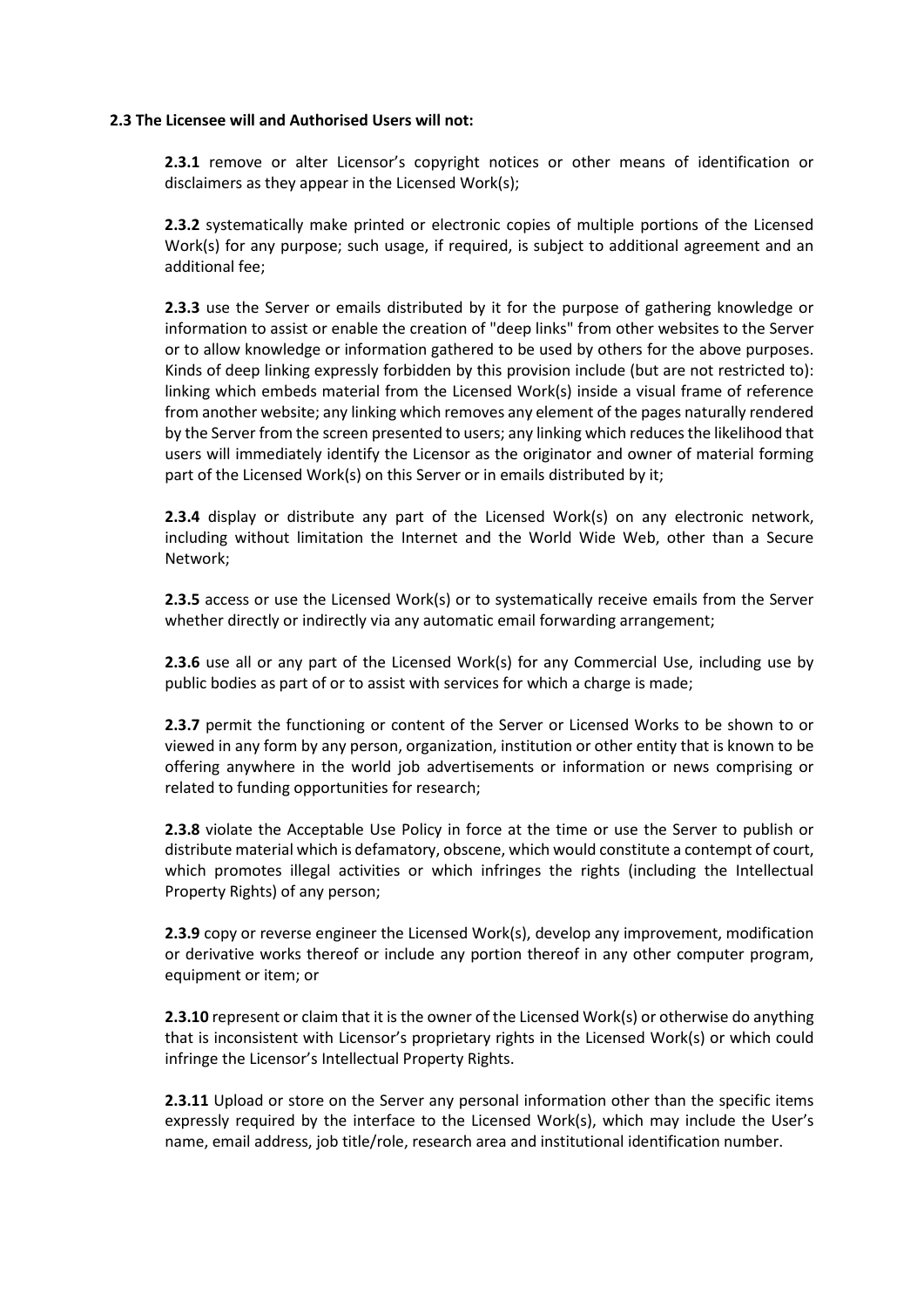**2.3 The Licensee will and Authorised Users will not:**

**2.3.1** remove or alter Licensor's copyright notices or other means of identification or disclaimers as they appear in the Licensed Work(s);

**2.3.2** systematically make printed or electronic copies of multiple portions of the Licensed Work(s) for any purpose; such usage, if required, is subject to additional agreement and an additional fee;

**2.3.3** use the Server or emails distributed by it for the purpose of gathering knowledge or information to assist or enable the creation of "deep links" from other websites to the Server or to allow knowledge or information gathered to be used by others for the above purposes. Kinds of deep linking expressly forbidden by this provision include (but are not restricted to): linking which embeds material from the Licensed Work(s) inside a visual frame of reference from another website; any linking which removes any element of the pages naturally rendered by the Server from the screen presented to users; any linking which reduces the likelihood that users will immediately identify the Licensor as the originator and owner of material forming part of the Licensed Work(s) on this Server or in emails distributed by it;

**2.3.4** display or distribute any part of the Licensed Work(s) on any electronic network, including without limitation the Internet and the World Wide Web, other than a Secure Network;

**2.3.5** access or use the Licensed Work(s) or to systematically receive emails from the Server whether directly or indirectly via any automatic email forwarding arrangement;

**2.3.6** use all or any part of the Licensed Work(s) for any Commercial Use, including use by public bodies as part of or to assist with services for which a charge is made;

**2.3.7** permit the functioning or content of the Server or Licensed Works to be shown to or viewed in any form by any person, organization, institution or other entity that is known to be offering anywhere in the world job advertisements or information or news comprising or related to funding opportunities for research;

**2.3.8** violate the Acceptable Use Policy in force at the time or use the Server to publish or distribute material which is defamatory, obscene, which would constitute a contempt of court, which promotes illegal activities or which infringes the rights (including the Intellectual Property Rights) of any person;

**2.3.9** copy or reverse engineer the Licensed Work(s), develop any improvement, modification or derivative works thereof or include any portion thereof in any other computer program, equipment or item; or

**2.3.10** represent or claim that it is the owner of the Licensed Work(s) or otherwise do anything that is inconsistent with Licensor's proprietary rights in the Licensed Work(s) or which could infringe the Licensor's Intellectual Property Rights.

**2.3.11** Upload or store on the Server any personal information other than the specific items expressly required by the interface to the Licensed Work(s), which may include the User's name, email address, job title/role, research area and institutional identification number.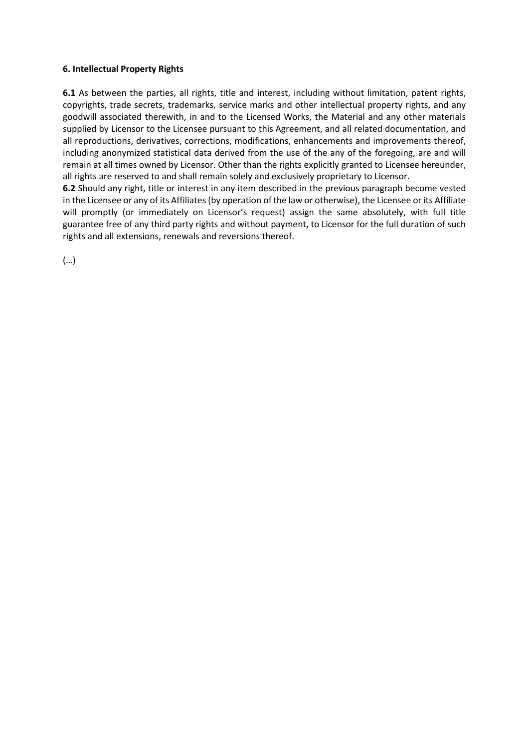**6. Intellectual Property Rights**

**6.1** As between the parties, all rights, title and interest, including without limitation, patent rights, copyrights, trade secrets, trademarks, service marks and other intellectual property rights, and any goodwill associated therewith, in and to the Licensed Works, the Material and any other materials supplied by Licensor to the Licensee pursuant to this Agreement, and all related documentation, and all reproductions, derivatives, corrections, modifications, enhancements and improvements thereof, including anonymized statistical data derived from the use of the any of the foregoing, are and will remain at all times owned by Licensor. Other than the rights explicitly granted to Licensee hereunder, all rights are reserved to and shall remain solely and exclusively proprietary to Licensor.

**6.2** Should any right, title or interest in any item described in the previous paragraph become vested in the Licensee or any of its Affiliates (by operation of the law or otherwise), the Licensee or its Affiliate will promptly (or immediately on Licensor's request) assign the same absolutely, with full title guarantee free of any third party rights and without payment, to Licensor for the full duration of such rights and all extensions, renewals and reversions thereof.

(…)